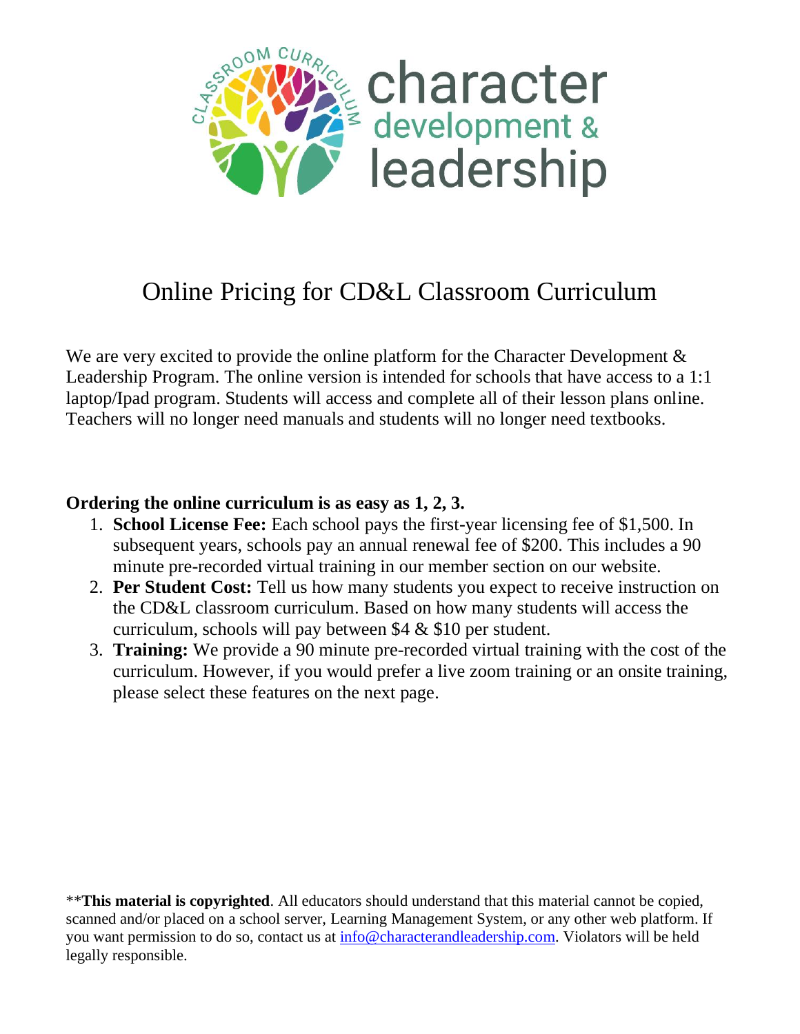# Online Pricing for CD&L Classroom Curriculum

We are very excited to provide the online platform for the Character Development & Leadership Program. The online version is intended for schools that have access to a 1:1 laptop/Ipad program. Students will access and complete all of their lesson plans online. Teachers will no longer need manuals and students will no longer need textbooks.

**Ordering the online curriculum is as easy as 1, 2, 3.**

1. **School License Fee:** Each school pays the first-year licensing fee of $1,500. In subsequent years, schools pay an annual renewal fee of $200. This includes a 90 minute pre-recorded virtual training in our member section on our website.
2. **Per Student Cost:** Tell us how many students you expect to receive instruction on the CD&L classroom curriculum. Based on how many students will access the curriculum, schools will pay between $4 & $10 per student.
3. **Training:** We provide a 90 minute pre-recorded virtual training with the cost of the curriculum. However, if you would prefer a live zoom training or an onsite training, please select these features on the next page.

**This material is copyrighted**. All educators should understand that this material cannot be copied, scanned and/or placed on a school server, Learning Management System, or any other web platform. If you want permission to do so, contact us at info@characterandleadership.com. Violators will be held legally responsible.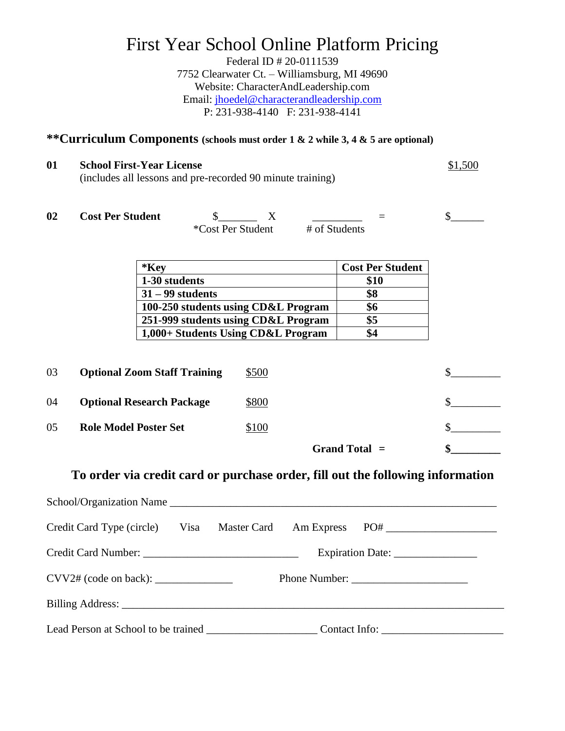# First Year School Online Platform Pricing

Federal ID # 20-0111539
7752 Clearwater Ct. – Williamsburg, MI 49690
Website: CharacterAndLeadership.com
Email: jhoedel@characterandleadership.com
P: 231-938-4140 F: 231-938-4141

## **Curriculum Components (schools must order 1 & 2 while 3, 4 & 5 are optional)

**01** **School First-Year License** $1,500
(includes all lessons and pre-recorded 90 minute training)

**02** **Cost Per Student** $_______ X _________ = $______
*Cost Per Student # of Students

| *Key | Cost Per Student |
|---|---|
| **1-30 students** | **$10** |
| **31 – 99 students** | **$8** |
| **100-250 students using CD&L Program** | **$6** |
| **251-999 students using CD&L Program** | **$5** |
| **1,000+ Students Using CD&L Program** | **$4** |

03 **Optional Zoom Staff Training** $500 $_________

04 **Optional Research Package** $800 $_________

05 **Role Model Poster Set** $100 $_________

**Grand Total = $_________**

### To order via credit card or purchase order, fill out the following information

School/Organization Name ________________________________________________________________

Credit Card Type (circle) Visa Master Card Am Express PO# ____________________

Credit Card Number: ____________________________ Expiration Date: _______________

CVV2# (code on back): ______________ Phone Number: _____________________

Billing Address: ______________________________________________________________________

Lead Person at School to be trained ____________________ Contact Info: ______________________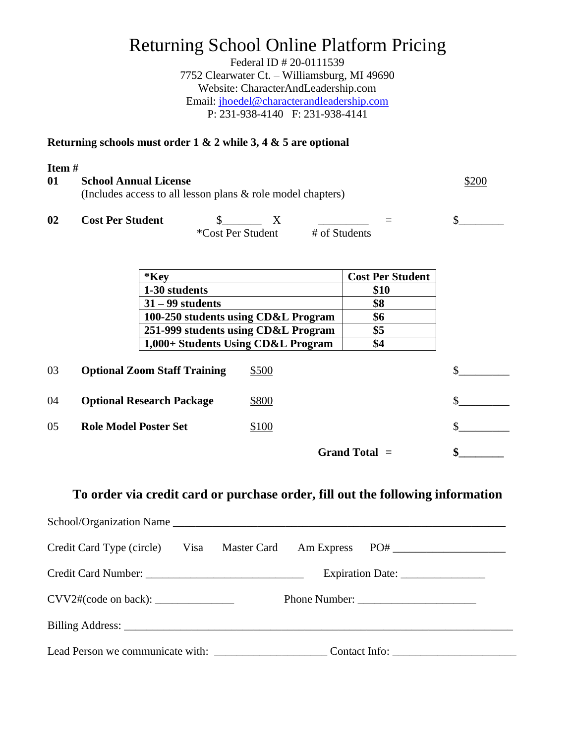# Returning School Online Platform Pricing

Federal ID # 20-0111539
7752 Clearwater Ct. – Williamsburg, MI 49690
Website: CharacterAndLeadership.com
Email: jhoedel@characterandleadership.com
P: 231-938-4140 F: 231-938-4141

**Returning schools must order 1 & 2 while 3, 4 & 5 are optional**

**Item #**

**01** **School Annual License** $200
(Includes access to all lesson plans & role model chapters)

**02** **Cost Per Student** $_______ X _________ = $________
*Cost Per Student # of Students

| *Key | Cost Per Student |
|---|---|
| **1-30 students** | **$10** |
| **31 – 99 students** | **$8** |
| **100-250 students using CD&L Program** | **$6** |
| **251-999 students using CD&L Program** | **$5** |
| **1,000+ Students Using CD&L Program** | **$4** |

03 **Optional Zoom Staff Training** $500 $_________

04 **Optional Research Package** $800 $_________

05 **Role Model Poster Set** $100 $_________

**Grand Total =** **$________**

## To order via credit card or purchase order, fill out the following information

School/Organization Name ____________________________________________________________

Credit Card Type (circle) Visa Master Card Am Express PO# ____________________

Credit Card Number: ____________________________ Expiration Date: _______________

CVV2#(code on back): ______________ Phone Number: _____________________

Billing Address: ______________________________________________________________________

Lead Person we communicate with: ____________________ Contact Info: ______________________